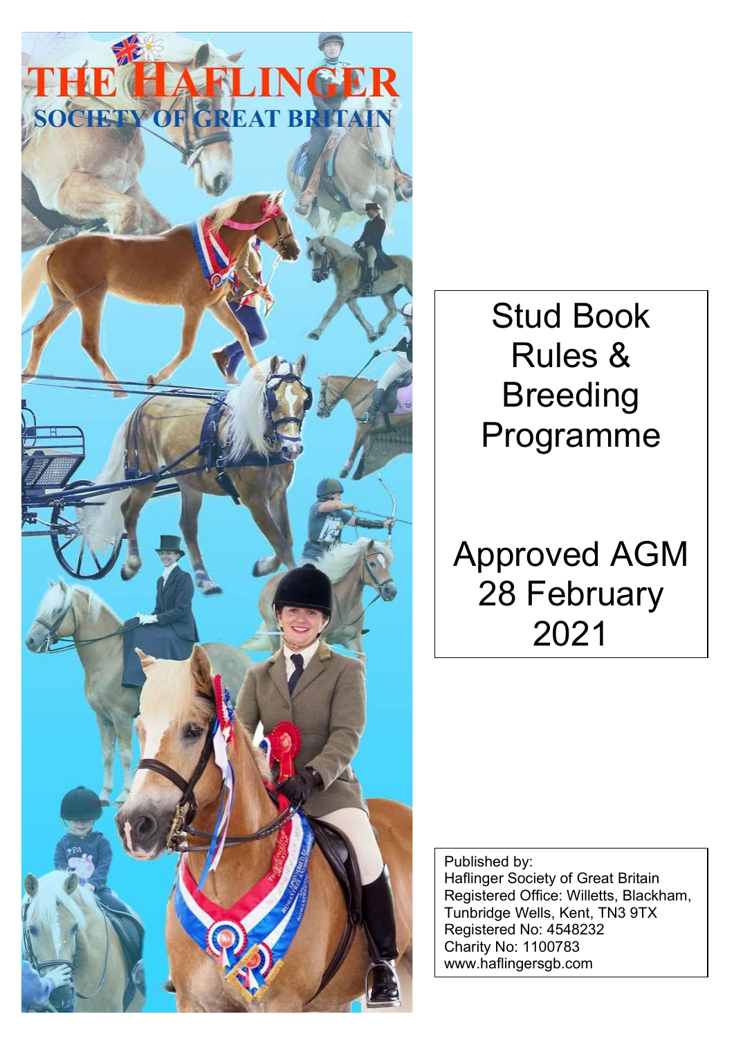THE HAFLINGER
SOCIETY OF GREAT BRITAIN

# Stud Book Rules & Breeding Programme

## Approved AGM 28 February 2021

Published by:
Haflinger Society of Great Britain
Registered Office: Willetts, Blackham, Tunbridge Wells, Kent, TN3 9TX
Registered No: 4548232
Charity No: 1100783
www.haflingersgb.com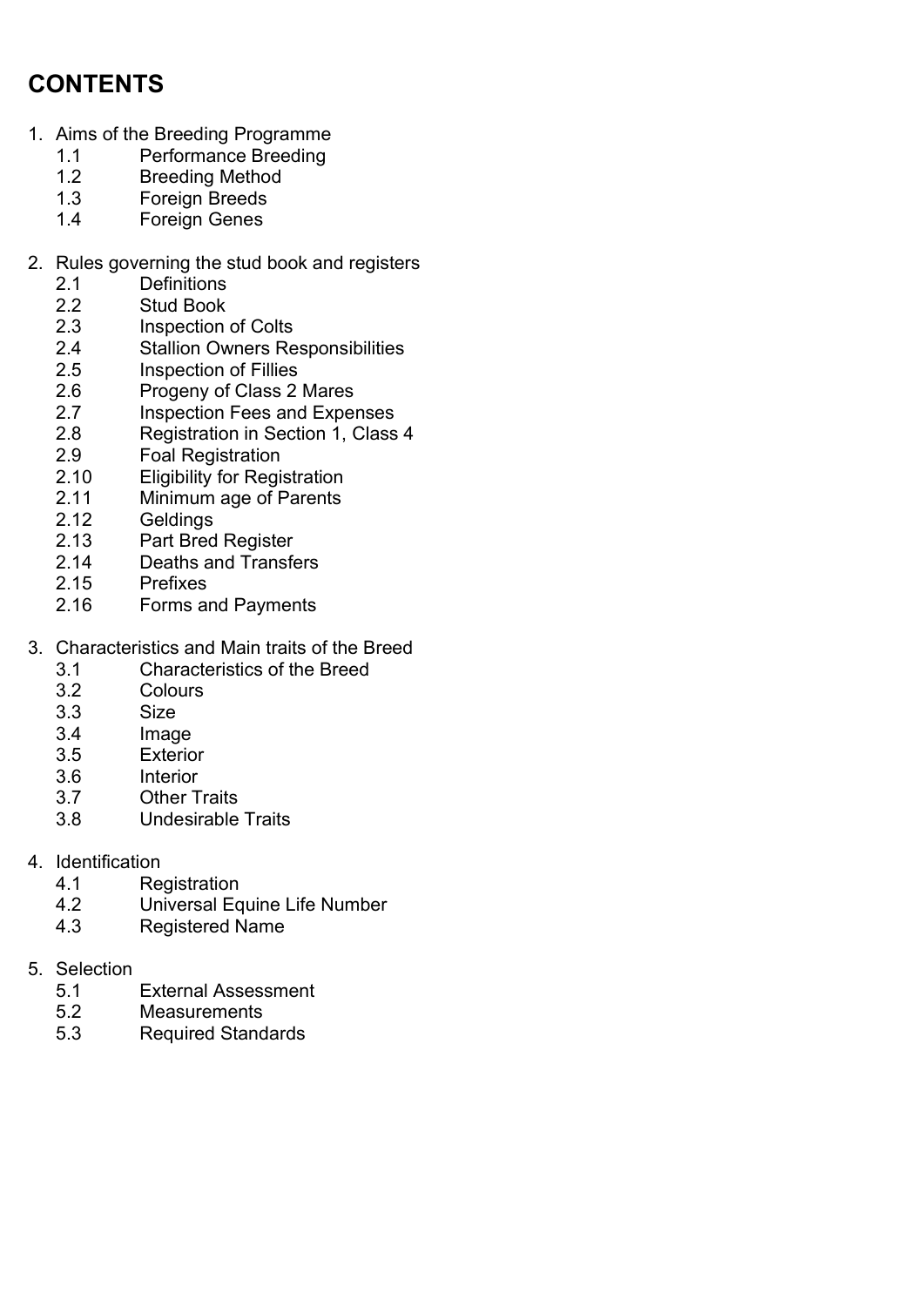## CONTENTS

1. Aims of the Breeding Programme
   - 1.1 Performance Breeding
   - 1.2 Breeding Method
   - 1.3 Foreign Breeds
   - 1.4 Foreign Genes

2. Rules governing the stud book and registers
   - 2.1 Definitions
   - 2.2 Stud Book
   - 2.3 Inspection of Colts
   - 2.4 Stallion Owners Responsibilities
   - 2.5 Inspection of Fillies
   - 2.6 Progeny of Class 2 Mares
   - 2.7 Inspection Fees and Expenses
   - 2.8 Registration in Section 1, Class 4
   - 2.9 Foal Registration
   - 2.10 Eligibility for Registration
   - 2.11 Minimum age of Parents
   - 2.12 Geldings
   - 2.13 Part Bred Register
   - 2.14 Deaths and Transfers
   - 2.15 Prefixes
   - 2.16 Forms and Payments

3. Characteristics and Main traits of the Breed
   - 3.1 Characteristics of the Breed
   - 3.2 Colours
   - 3.3 Size
   - 3.4 Image
   - 3.5 Exterior
   - 3.6 Interior
   - 3.7 Other Traits
   - 3.8 Undesirable Traits

4. Identification
   - 4.1 Registration
   - 4.2 Universal Equine Life Number
   - 4.3 Registered Name

5. Selection
   - 5.1 External Assessment
   - 5.2 Measurements
   - 5.3 Required Standards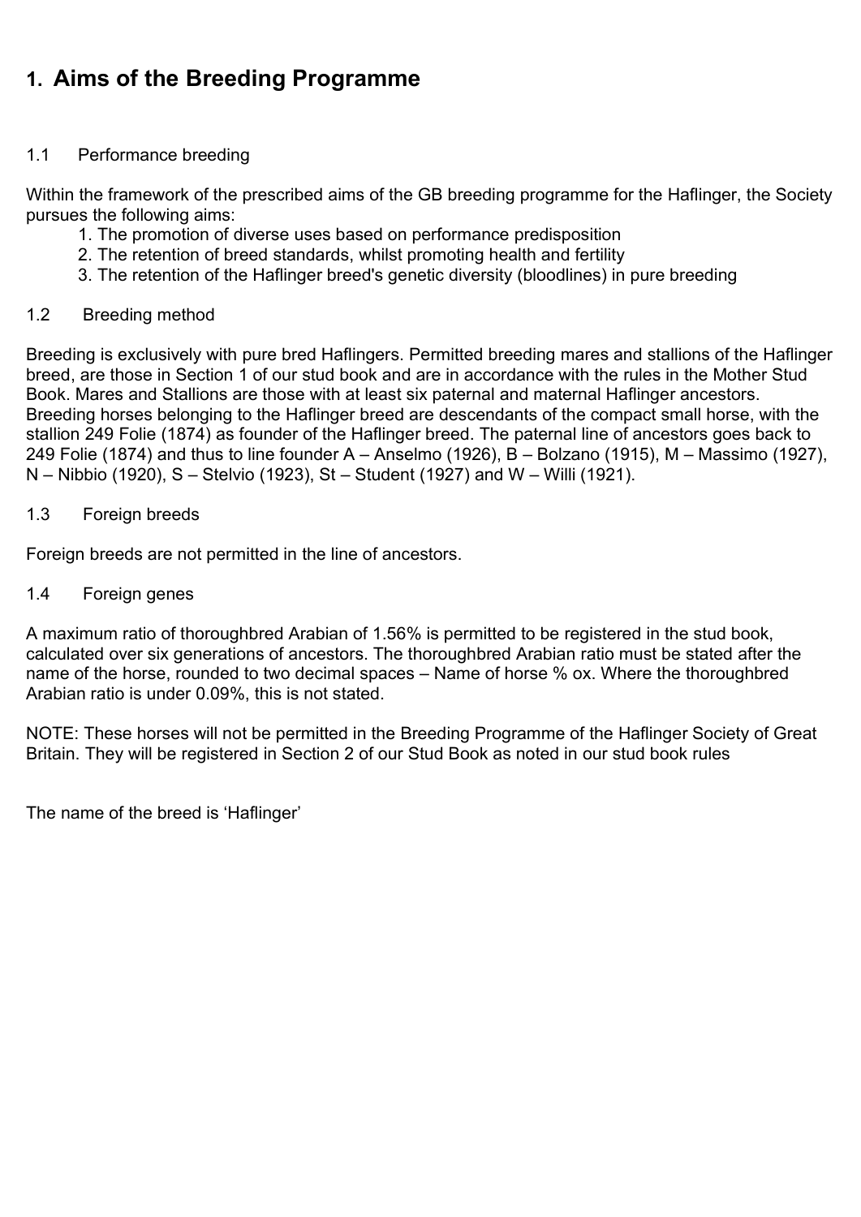# 1. Aims of the Breeding Programme

## 1.1 Performance breeding

Within the framework of the prescribed aims of the GB breeding programme for the Haflinger, the Society pursues the following aims:

1. The promotion of diverse uses based on performance predisposition
2. The retention of breed standards, whilst promoting health and fertility
3. The retention of the Haflinger breed's genetic diversity (bloodlines) in pure breeding

## 1.2 Breeding method

Breeding is exclusively with pure bred Haflingers. Permitted breeding mares and stallions of the Haflinger breed, are those in Section 1 of our stud book and are in accordance with the rules in the Mother Stud Book. Mares and Stallions are those with at least six paternal and maternal Haflinger ancestors. Breeding horses belonging to the Haflinger breed are descendants of the compact small horse, with the stallion 249 Folie (1874) as founder of the Haflinger breed. The paternal line of ancestors goes back to 249 Folie (1874) and thus to line founder A – Anselmo (1926), B – Bolzano (1915), M – Massimo (1927), N – Nibbio (1920), S – Stelvio (1923), St – Student (1927) and W – Willi (1921).

## 1.3 Foreign breeds

Foreign breeds are not permitted in the line of ancestors.

## 1.4 Foreign genes

A maximum ratio of thoroughbred Arabian of 1.56% is permitted to be registered in the stud book, calculated over six generations of ancestors. The thoroughbred Arabian ratio must be stated after the name of the horse, rounded to two decimal spaces – Name of horse % ox. Where the thoroughbred Arabian ratio is under 0.09%, this is not stated.

NOTE: These horses will not be permitted in the Breeding Programme of the Haflinger Society of Great Britain. They will be registered in Section 2 of our Stud Book as noted in our stud book rules

The name of the breed is 'Haflinger'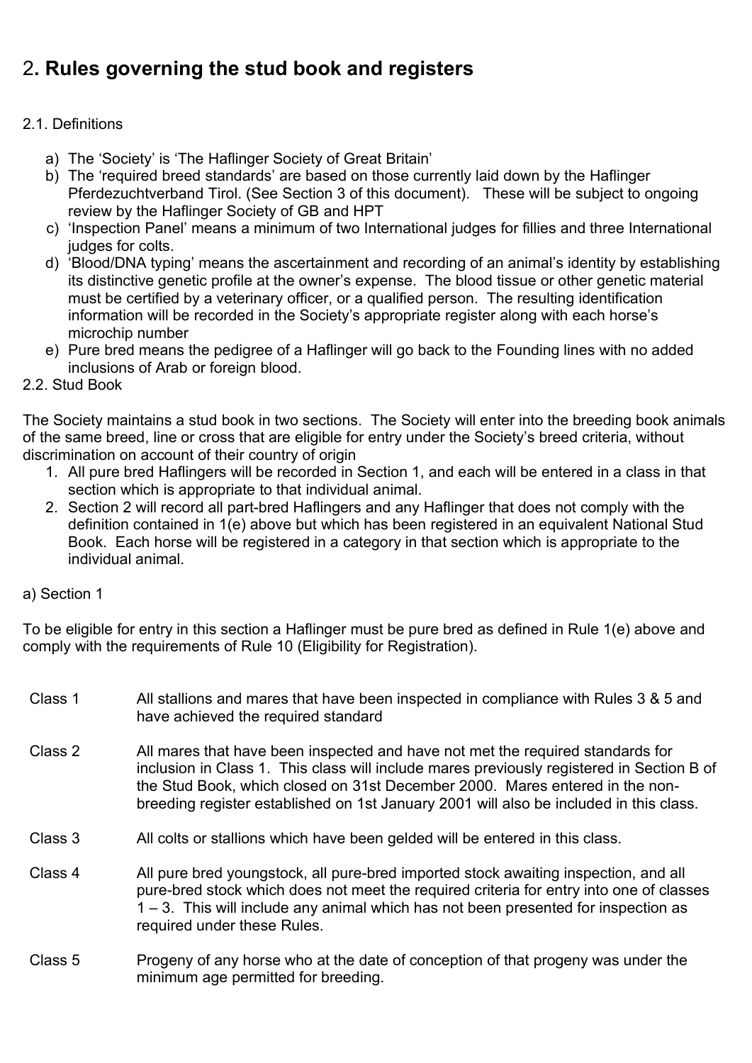## 2. **Rules governing the stud book and registers**

2.1. Definitions

a) The 'Society' is 'The Haflinger Society of Great Britain'
b) The 'required breed standards' are based on those currently laid down by the Haflinger Pferdezuchtverband Tirol. (See Section 3 of this document). These will be subject to ongoing review by the Haflinger Society of GB and HPT
c) 'Inspection Panel' means a minimum of two International judges for fillies and three International judges for colts.
d) 'Blood/DNA typing' means the ascertainment and recording of an animal's identity by establishing its distinctive genetic profile at the owner's expense. The blood tissue or other genetic material must be certified by a veterinary officer, or a qualified person. The resulting identification information will be recorded in the Society's appropriate register along with each horse's microchip number
e) Pure bred means the pedigree of a Haflinger will go back to the Founding lines with no added inclusions of Arab or foreign blood.

2.2. Stud Book

The Society maintains a stud book in two sections. The Society will enter into the breeding book animals of the same breed, line or cross that are eligible for entry under the Society's breed criteria, without discrimination on account of their country of origin

1. All pure bred Haflingers will be recorded in Section 1, and each will be entered in a class in that section which is appropriate to that individual animal.
2. Section 2 will record all part-bred Haflingers and any Haflinger that does not comply with the definition contained in 1(e) above but which has been registered in an equivalent National Stud Book. Each horse will be registered in a category in that section which is appropriate to the individual animal.

a) Section 1

To be eligible for entry in this section a Haflinger must be pure bred as defined in Rule 1(e) above and comply with the requirements of Rule 10 (Eligibility for Registration).

| | |
|---|---|
| Class 1 | All stallions and mares that have been inspected in compliance with Rules 3 & 5 and have achieved the required standard |
| Class 2 | All mares that have been inspected and have not met the required standards for inclusion in Class 1. This class will include mares previously registered in Section B of the Stud Book, which closed on 31st December 2000. Mares entered in the non-breeding register established on 1st January 2001 will also be included in this class. |
| Class 3 | All colts or stallions which have been gelded will be entered in this class. |
| Class 4 | All pure bred youngstock, all pure-bred imported stock awaiting inspection, and all pure-bred stock which does not meet the required criteria for entry into one of classes 1 – 3. This will include any animal which has not been presented for inspection as required under these Rules. |
| Class 5 | Progeny of any horse who at the date of conception of that progeny was under the minimum age permitted for breeding. |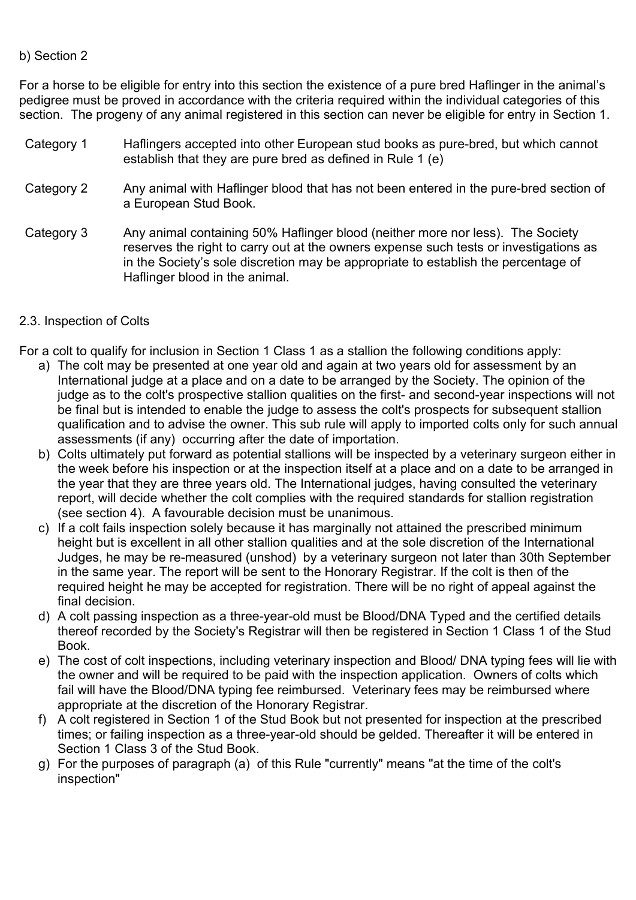b) Section 2

For a horse to be eligible for entry into this section the existence of a pure bred Haflinger in the animal's pedigree must be proved in accordance with the criteria required within the individual categories of this section. The progeny of any animal registered in this section can never be eligible for entry in Section 1.

| | |
|---|---|
| Category 1 | Haflingers accepted into other European stud books as pure-bred, but which cannot establish that they are pure bred as defined in Rule 1 (e) |
| Category 2 | Any animal with Haflinger blood that has not been entered in the pure-bred section of a European Stud Book. |
| Category 3 | Any animal containing 50% Haflinger blood (neither more nor less). The Society reserves the right to carry out at the owners expense such tests or investigations as in the Society's sole discretion may be appropriate to establish the percentage of Haflinger blood in the animal. |

2.3. Inspection of Colts

For a colt to qualify for inclusion in Section 1 Class 1 as a stallion the following conditions apply:

a) The colt may be presented at one year old and again at two years old for assessment by an International judge at a place and on a date to be arranged by the Society. The opinion of the judge as to the colt's prospective stallion qualities on the first- and second-year inspections will not be final but is intended to enable the judge to assess the colt's prospects for subsequent stallion qualification and to advise the owner. This sub rule will apply to imported colts only for such annual assessments (if any) occurring after the date of importation.
b) Colts ultimately put forward as potential stallions will be inspected by a veterinary surgeon either in the week before his inspection or at the inspection itself at a place and on a date to be arranged in the year that they are three years old. The International judges, having consulted the veterinary report, will decide whether the colt complies with the required standards for stallion registration (see section 4). A favourable decision must be unanimous.
c) If a colt fails inspection solely because it has marginally not attained the prescribed minimum height but is excellent in all other stallion qualities and at the sole discretion of the International Judges, he may be re-measured (unshod) by a veterinary surgeon not later than 30th September in the same year. The report will be sent to the Honorary Registrar. If the colt is then of the required height he may be accepted for registration. There will be no right of appeal against the final decision.
d) A colt passing inspection as a three-year-old must be Blood/DNA Typed and the certified details thereof recorded by the Society's Registrar will then be registered in Section 1 Class 1 of the Stud Book.
e) The cost of colt inspections, including veterinary inspection and Blood/ DNA typing fees will lie with the owner and will be required to be paid with the inspection application. Owners of colts which fail will have the Blood/DNA typing fee reimbursed. Veterinary fees may be reimbursed where appropriate at the discretion of the Honorary Registrar.
f) A colt registered in Section 1 of the Stud Book but not presented for inspection at the prescribed times; or failing inspection as a three-year-old should be gelded. Thereafter it will be entered in Section 1 Class 3 of the Stud Book.
g) For the purposes of paragraph (a) of this Rule "currently" means "at the time of the colt's inspection"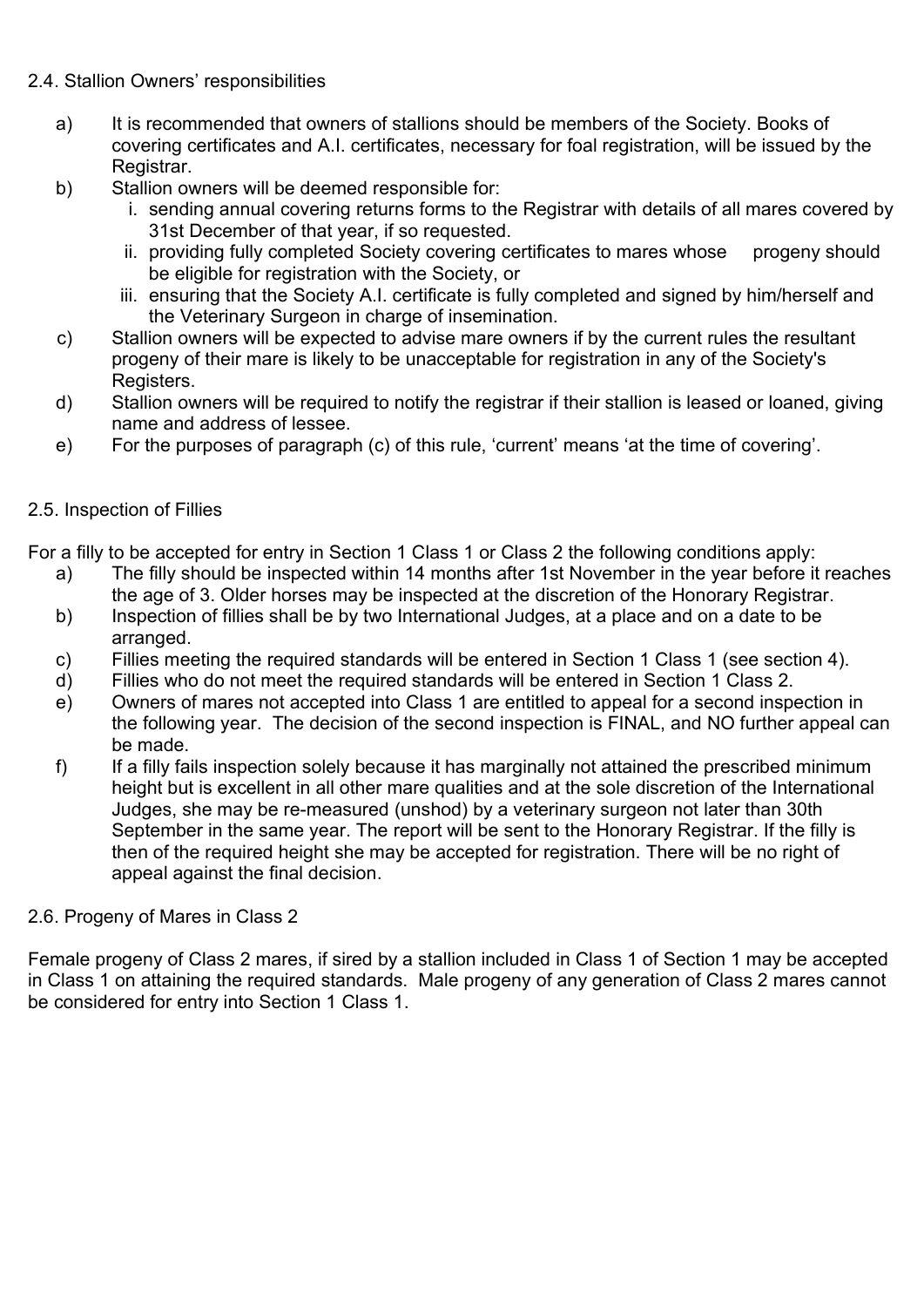## 2.4. Stallion Owners' responsibilities

a) It is recommended that owners of stallions should be members of the Society. Books of covering certificates and A.I. certificates, necessary for foal registration, will be issued by the Registrar.

b) Stallion owners will be deemed responsible for:
   i. sending annual covering returns forms to the Registrar with details of all mares covered by 31st December of that year, if so requested.
   ii. providing fully completed Society covering certificates to mares whose progeny should be eligible for registration with the Society, or
   iii. ensuring that the Society A.I. certificate is fully completed and signed by him/herself and the Veterinary Surgeon in charge of insemination.

c) Stallion owners will be expected to advise mare owners if by the current rules the resultant progeny of their mare is likely to be unacceptable for registration in any of the Society's Registers.

d) Stallion owners will be required to notify the registrar if their stallion is leased or loaned, giving name and address of lessee.

e) For the purposes of paragraph (c) of this rule, 'current' means 'at the time of covering'.

## 2.5. Inspection of Fillies

For a filly to be accepted for entry in Section 1 Class 1 or Class 2 the following conditions apply:

a) The filly should be inspected within 14 months after 1st November in the year before it reaches the age of 3. Older horses may be inspected at the discretion of the Honorary Registrar.

b) Inspection of fillies shall be by two International Judges, at a place and on a date to be arranged.

c) Fillies meeting the required standards will be entered in Section 1 Class 1 (see section 4).

d) Fillies who do not meet the required standards will be entered in Section 1 Class 2.

e) Owners of mares not accepted into Class 1 are entitled to appeal for a second inspection in the following year. The decision of the second inspection is FINAL, and NO further appeal can be made.

f) If a filly fails inspection solely because it has marginally not attained the prescribed minimum height but is excellent in all other mare qualities and at the sole discretion of the International Judges, she may be re-measured (unshod) by a veterinary surgeon not later than 30th September in the same year. The report will be sent to the Honorary Registrar. If the filly is then of the required height she may be accepted for registration. There will be no right of appeal against the final decision.

## 2.6. Progeny of Mares in Class 2

Female progeny of Class 2 mares, if sired by a stallion included in Class 1 of Section 1 may be accepted in Class 1 on attaining the required standards. Male progeny of any generation of Class 2 mares cannot be considered for entry into Section 1 Class 1.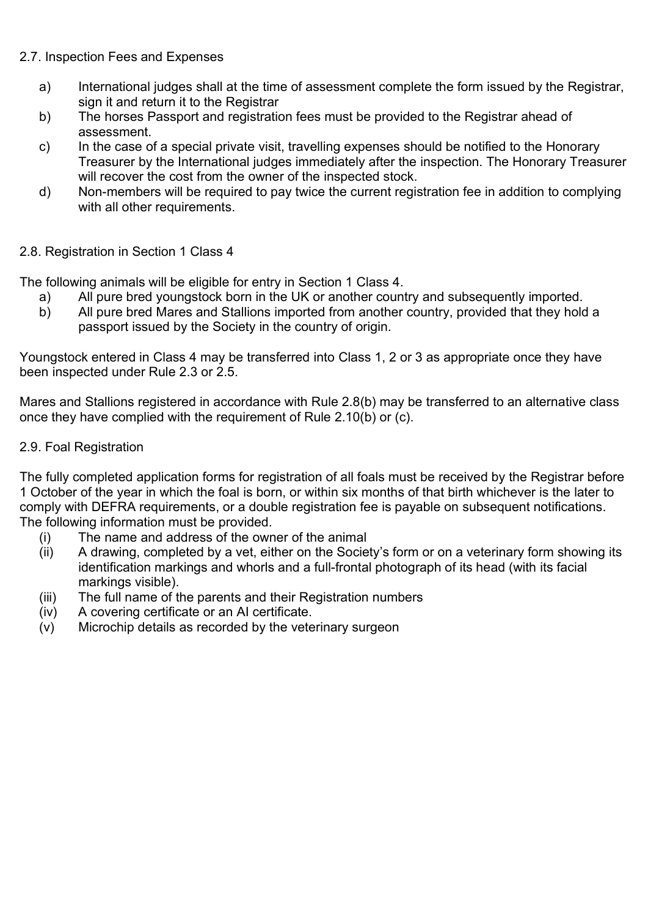### 2.7. Inspection Fees and Expenses

a) International judges shall at the time of assessment complete the form issued by the Registrar, sign it and return it to the Registrar

b) The horses Passport and registration fees must be provided to the Registrar ahead of assessment.

c) In the case of a special private visit, travelling expenses should be notified to the Honorary Treasurer by the International judges immediately after the inspection. The Honorary Treasurer will recover the cost from the owner of the inspected stock.

d) Non-members will be required to pay twice the current registration fee in addition to complying with all other requirements.

### 2.8. Registration in Section 1 Class 4

The following animals will be eligible for entry in Section 1 Class 4.

a) All pure bred youngstock born in the UK or another country and subsequently imported.

b) All pure bred Mares and Stallions imported from another country, provided that they hold a passport issued by the Society in the country of origin.

Youngstock entered in Class 4 may be transferred into Class 1, 2 or 3 as appropriate once they have been inspected under Rule 2.3 or 2.5.

Mares and Stallions registered in accordance with Rule 2.8(b) may be transferred to an alternative class once they have complied with the requirement of Rule 2.10(b) or (c).

### 2.9. Foal Registration

The fully completed application forms for registration of all foals must be received by the Registrar before 1 October of the year in which the foal is born, or within six months of that birth whichever is the later to comply with DEFRA requirements, or a double registration fee is payable on subsequent notifications. The following information must be provided.

(i) The name and address of the owner of the animal

(ii) A drawing, completed by a vet, either on the Society's form or on a veterinary form showing its identification markings and whorls and a full-frontal photograph of its head (with its facial markings visible).

(iii) The full name of the parents and their Registration numbers

(iv) A covering certificate or an AI certificate.

(v) Microchip details as recorded by the veterinary surgeon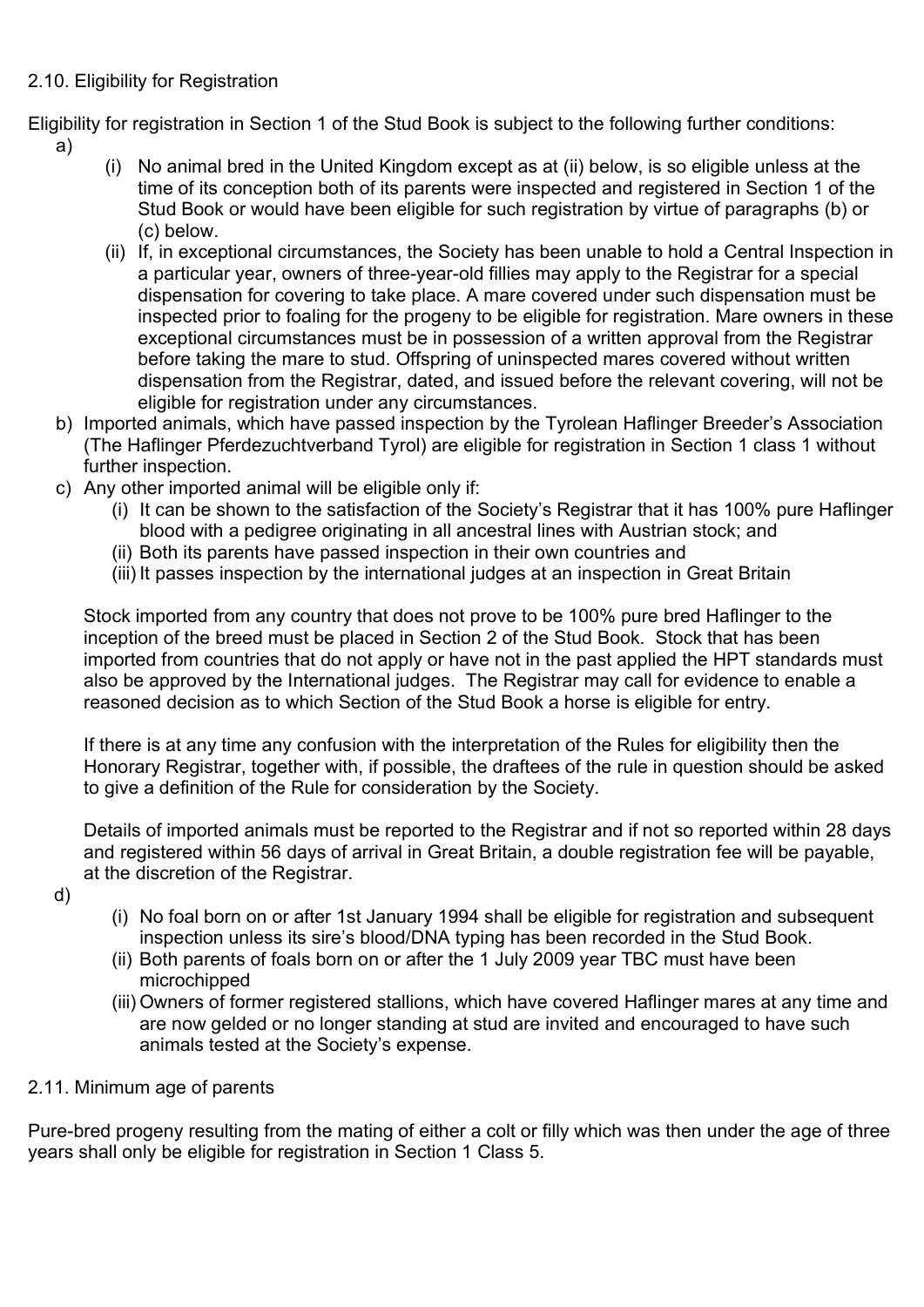## 2.10. Eligibility for Registration

Eligibility for registration in Section 1 of the Stud Book is subject to the following further conditions:

a)
   - (i) No animal bred in the United Kingdom except as at (ii) below, is so eligible unless at the time of its conception both of its parents were inspected and registered in Section 1 of the Stud Book or would have been eligible for such registration by virtue of paragraphs (b) or (c) below.
   - (ii) If, in exceptional circumstances, the Society has been unable to hold a Central Inspection in a particular year, owners of three-year-old fillies may apply to the Registrar for a special dispensation for covering to take place. A mare covered under such dispensation must be inspected prior to foaling for the progeny to be eligible for registration. Mare owners in these exceptional circumstances must be in possession of a written approval from the Registrar before taking the mare to stud. Offspring of uninspected mares covered without written dispensation from the Registrar, dated, and issued before the relevant covering, will not be eligible for registration under any circumstances.

b) Imported animals, which have passed inspection by the Tyrolean Haflinger Breeder's Association (The Haflinger Pferdezuchtverband Tyrol) are eligible for registration in Section 1 class 1 without further inspection.

c) Any other imported animal will be eligible only if:
   - (i) It can be shown to the satisfaction of the Society's Registrar that it has 100% pure Haflinger blood with a pedigree originating in all ancestral lines with Austrian stock; and
   - (ii) Both its parents have passed inspection in their own countries and
   - (iii) It passes inspection by the international judges at an inspection in Great Britain

   Stock imported from any country that does not prove to be 100% pure bred Haflinger to the inception of the breed must be placed in Section 2 of the Stud Book. Stock that has been imported from countries that do not apply or have not in the past applied the HPT standards must also be approved by the International judges. The Registrar may call for evidence to enable a reasoned decision as to which Section of the Stud Book a horse is eligible for entry.

   If there is at any time any confusion with the interpretation of the Rules for eligibility then the Honorary Registrar, together with, if possible, the draftees of the rule in question should be asked to give a definition of the Rule for consideration by the Society.

   Details of imported animals must be reported to the Registrar and if not so reported within 28 days and registered within 56 days of arrival in Great Britain, a double registration fee will be payable, at the discretion of the Registrar.

d)
   - (i) No foal born on or after 1st January 1994 shall be eligible for registration and subsequent inspection unless its sire's blood/DNA typing has been recorded in the Stud Book.
   - (ii) Both parents of foals born on or after the 1 July 2009 year TBC must have been microchipped
   - (iii) Owners of former registered stallions, which have covered Haflinger mares at any time and are now gelded or no longer standing at stud are invited and encouraged to have such animals tested at the Society's expense.

## 2.11. Minimum age of parents

Pure-bred progeny resulting from the mating of either a colt or filly which was then under the age of three years shall only be eligible for registration in Section 1 Class 5.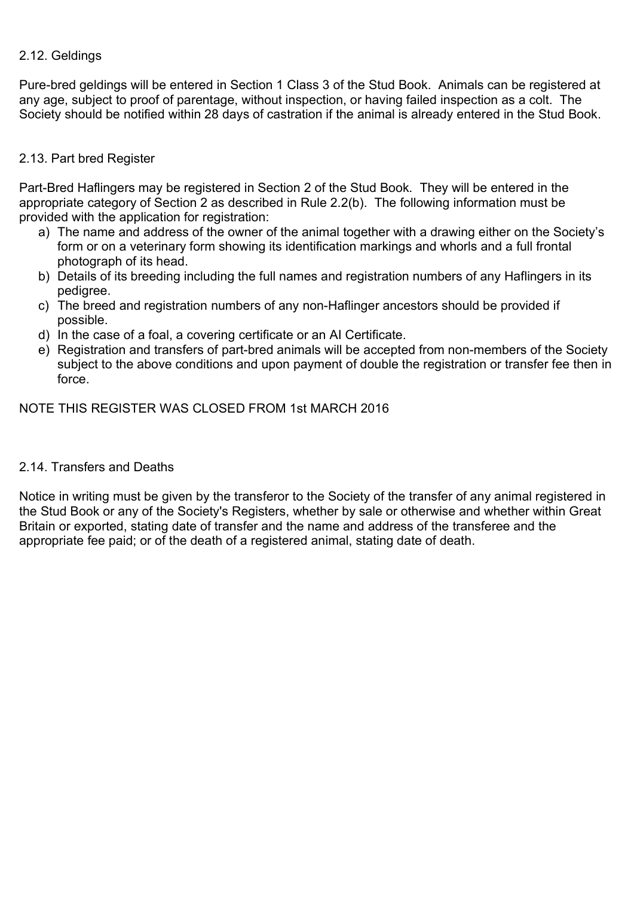### 2.12. Geldings

Pure-bred geldings will be entered in Section 1 Class 3 of the Stud Book. Animals can be registered at any age, subject to proof of parentage, without inspection, or having failed inspection as a colt. The Society should be notified within 28 days of castration if the animal is already entered in the Stud Book.

### 2.13. Part bred Register

Part-Bred Haflingers may be registered in Section 2 of the Stud Book. They will be entered in the appropriate category of Section 2 as described in Rule 2.2(b). The following information must be provided with the application for registration:

a) The name and address of the owner of the animal together with a drawing either on the Society's form or on a veterinary form showing its identification markings and whorls and a full frontal photograph of its head.
b) Details of its breeding including the full names and registration numbers of any Haflingers in its pedigree.
c) The breed and registration numbers of any non-Haflinger ancestors should be provided if possible.
d) In the case of a foal, a covering certificate or an AI Certificate.
e) Registration and transfers of part-bred animals will be accepted from non-members of the Society subject to the above conditions and upon payment of double the registration or transfer fee then in force.

NOTE THIS REGISTER WAS CLOSED FROM 1st MARCH 2016

### 2.14. Transfers and Deaths

Notice in writing must be given by the transferor to the Society of the transfer of any animal registered in the Stud Book or any of the Society's Registers, whether by sale or otherwise and whether within Great Britain or exported, stating date of transfer and the name and address of the transferee and the appropriate fee paid; or of the death of a registered animal, stating date of death.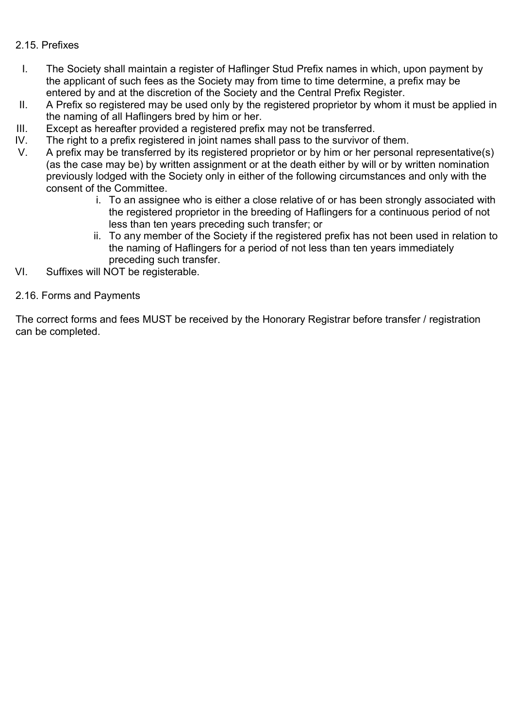## 2.15. Prefixes

I. The Society shall maintain a register of Haflinger Stud Prefix names in which, upon payment by the applicant of such fees as the Society may from time to time determine, a prefix may be entered by and at the discretion of the Society and the Central Prefix Register.

II. A Prefix so registered may be used only by the registered proprietor by whom it must be applied in the naming of all Haflingers bred by him or her.

III. Except as hereafter provided a registered prefix may not be transferred.

IV. The right to a prefix registered in joint names shall pass to the survivor of them.

V. A prefix may be transferred by its registered proprietor or by him or her personal representative(s) (as the case may be) by written assignment or at the death either by will or by written nomination previously lodged with the Society only in either of the following circumstances and only with the consent of the Committee.

   i. To an assignee who is either a close relative of or has been strongly associated with the registered proprietor in the breeding of Haflingers for a continuous period of not less than ten years preceding such transfer; or

   ii. To any member of the Society if the registered prefix has not been used in relation to the naming of Haflingers for a period of not less than ten years immediately preceding such transfer.

VI. Suffixes will NOT be registerable.

## 2.16. Forms and Payments

The correct forms and fees MUST be received by the Honorary Registrar before transfer / registration can be completed.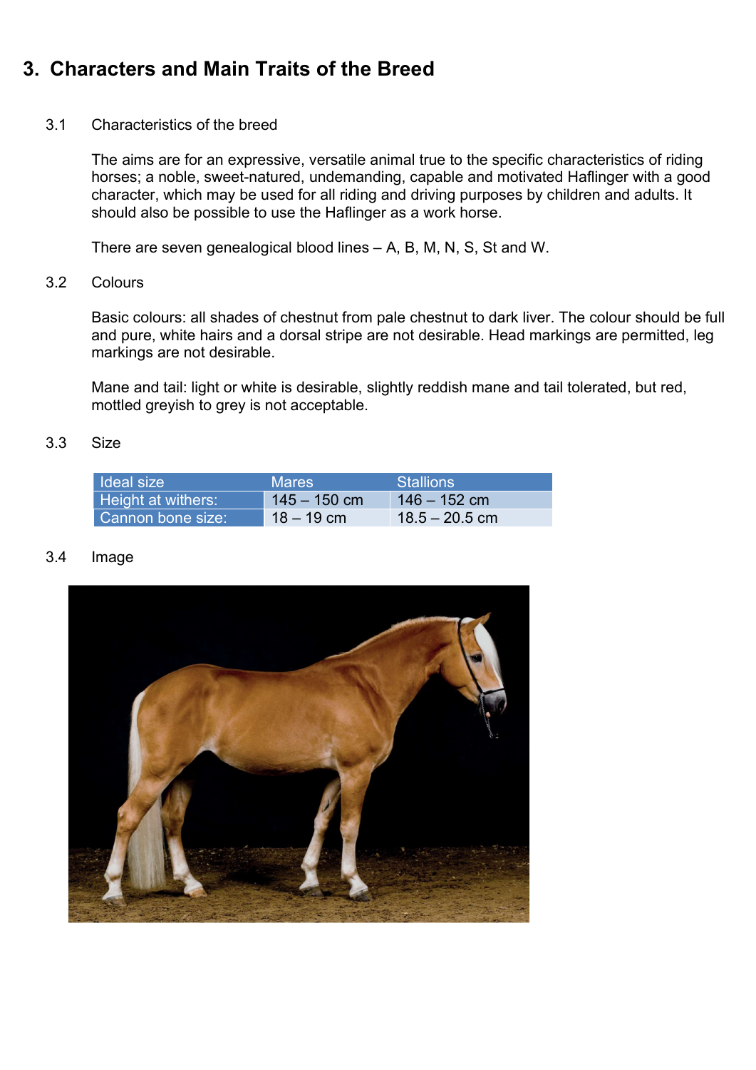# 3. Characters and Main Traits of the Breed

## 3.1 Characteristics of the breed

The aims are for an expressive, versatile animal true to the specific characteristics of riding horses; a noble, sweet-natured, undemanding, capable and motivated Haflinger with a good character, which may be used for all riding and driving purposes by children and adults. It should also be possible to use the Haflinger as a work horse.

There are seven genealogical blood lines – A, B, M, N, S, St and W.

## 3.2 Colours

Basic colours: all shades of chestnut from pale chestnut to dark liver. The colour should be full and pure, white hairs and a dorsal stripe are not desirable. Head markings are permitted, leg markings are not desirable.

Mane and tail: light or white is desirable, slightly reddish mane and tail tolerated, but red, mottled greyish to grey is not acceptable.

## 3.3 Size

| Ideal size | Mares | Stallions |
|---|---|---|
| Height at withers: | 145 – 150 cm | 146 – 152 cm |
| Cannon bone size: | 18 – 19 cm | 18.5 – 20.5 cm |

## 3.4 Image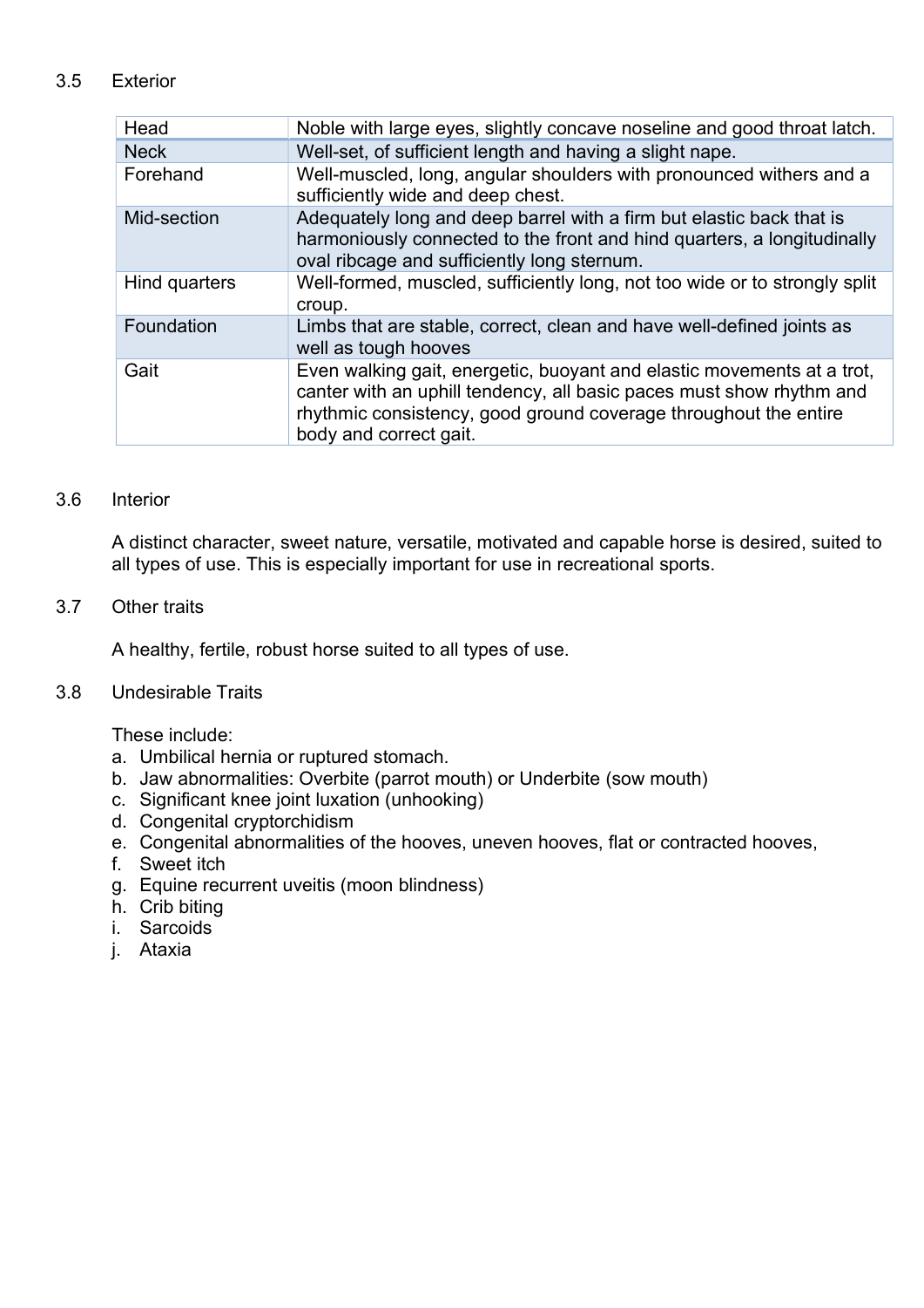## 3.5 Exterior

| | |
|---|---|
| Head | Noble with large eyes, slightly concave noseline and good throat latch. |
| Neck | Well-set, of sufficient length and having a slight nape. |
| Forehand | Well-muscled, long, angular shoulders with pronounced withers and a sufficiently wide and deep chest. |
| Mid-section | Adequately long and deep barrel with a firm but elastic back that is harmoniously connected to the front and hind quarters, a longitudinally oval ribcage and sufficiently long sternum. |
| Hind quarters | Well-formed, muscled, sufficiently long, not too wide or to strongly split croup. |
| Foundation | Limbs that are stable, correct, clean and have well-defined joints as well as tough hooves |
| Gait | Even walking gait, energetic, buoyant and elastic movements at a trot, canter with an uphill tendency, all basic paces must show rhythm and rhythmic consistency, good ground coverage throughout the entire body and correct gait. |

## 3.6 Interior

A distinct character, sweet nature, versatile, motivated and capable horse is desired, suited to all types of use. This is especially important for use in recreational sports.

## 3.7 Other traits

A healthy, fertile, robust horse suited to all types of use.

## 3.8 Undesirable Traits

These include:

a. Umbilical hernia or ruptured stomach.
b. Jaw abnormalities: Overbite (parrot mouth) or Underbite (sow mouth)
c. Significant knee joint luxation (unhooking)
d. Congenital cryptorchidism
e. Congenital abnormalities of the hooves, uneven hooves, flat or contracted hooves,
f. Sweet itch
g. Equine recurrent uveitis (moon blindness)
h. Crib biting
i. Sarcoids
j. Ataxia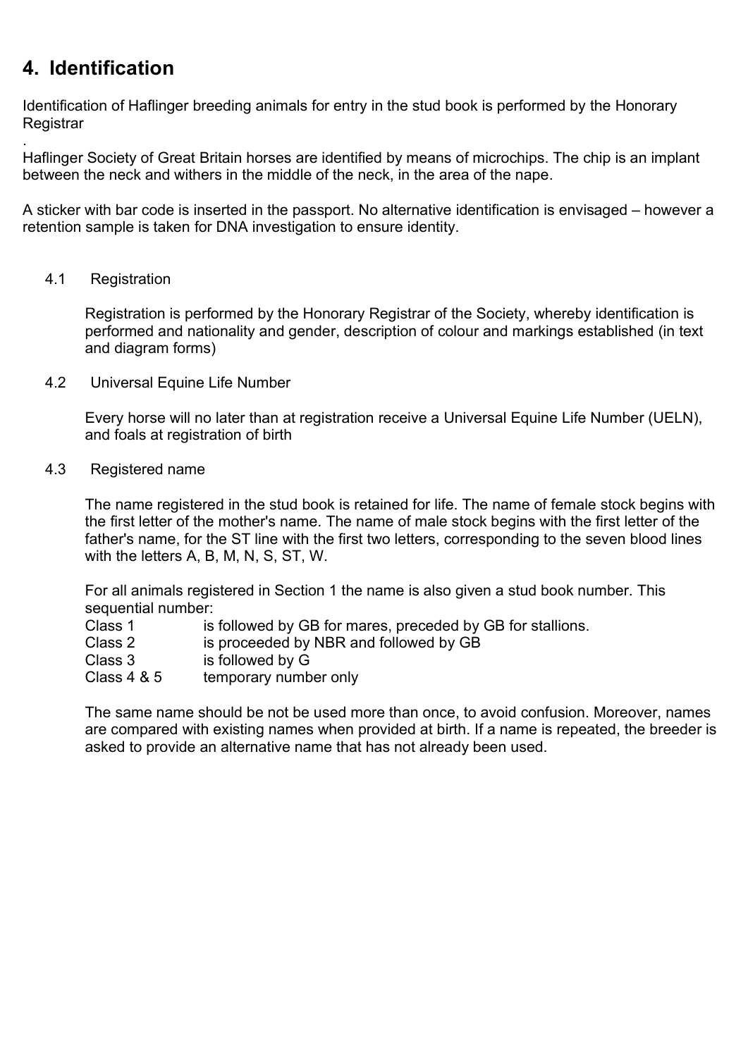## 4. Identification

Identification of Haflinger breeding animals for entry in the stud book is performed by the Honorary Registrar

.
Haflinger Society of Great Britain horses are identified by means of microchips. The chip is an implant between the neck and withers in the middle of the neck, in the area of the nape.

A sticker with bar code is inserted in the passport. No alternative identification is envisaged – however a retention sample is taken for DNA investigation to ensure identity.

### 4.1 Registration

Registration is performed by the Honorary Registrar of the Society, whereby identification is performed and nationality and gender, description of colour and markings established (in text and diagram forms)

### 4.2 Universal Equine Life Number

Every horse will no later than at registration receive a Universal Equine Life Number (UELN), and foals at registration of birth

### 4.3 Registered name

The name registered in the stud book is retained for life. The name of female stock begins with the first letter of the mother's name. The name of male stock begins with the first letter of the father's name, for the ST line with the first two letters, corresponding to the seven blood lines with the letters A, B, M, N, S, ST, W.

For all animals registered in Section 1 the name is also given a stud book number. This sequential number:

| | |
|---|---|
| Class 1 | is followed by GB for mares, preceded by GB for stallions. |
| Class 2 | is proceeded by NBR and followed by GB |
| Class 3 | is followed by G |
| Class 4 & 5 | temporary number only |

The same name should be not be used more than once, to avoid confusion. Moreover, names are compared with existing names when provided at birth. If a name is repeated, the breeder is asked to provide an alternative name that has not already been used.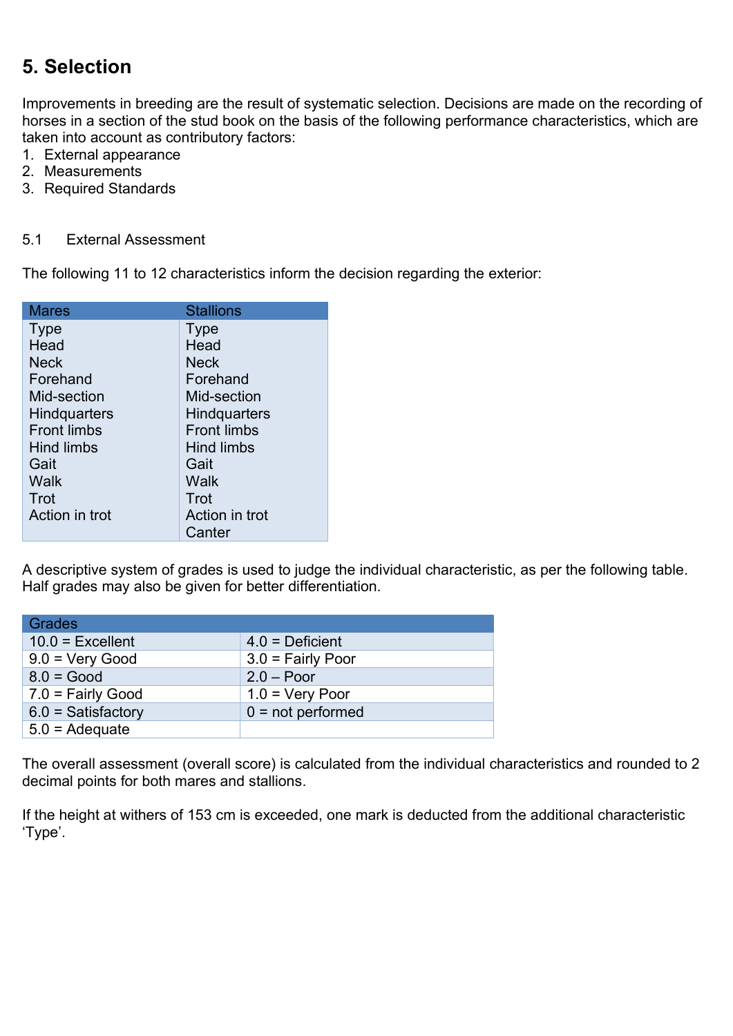## 5. Selection

Improvements in breeding are the result of systematic selection. Decisions are made on the recording of horses in a section of the stud book on the basis of the following performance characteristics, which are taken into account as contributory factors:

1. External appearance
2. Measurements
3. Required Standards

### 5.1 External Assessment

The following 11 to 12 characteristics inform the decision regarding the exterior:

| Mares | Stallions |
|---|---|
| Type | Type |
| Head | Head |
| Neck | Neck |
| Forehand | Forehand |
| Mid-section | Mid-section |
| Hindquarters | Hindquarters |
| Front limbs | Front limbs |
| Hind limbs | Hind limbs |
| Gait | Gait |
| Walk | Walk |
| Trot | Trot |
| Action in trot | Action in trot |
| | Canter |

A descriptive system of grades is used to judge the individual characteristic, as per the following table. Half grades may also be given for better differentiation.

| Grades | |
|---|---|
| 10.0 = Excellent | 4.0 = Deficient |
| 9.0 = Very Good | 3.0 = Fairly Poor |
| 8.0 = Good | 2.0 – Poor |
| 7.0 = Fairly Good | 1.0 = Very Poor |
| 6.0 = Satisfactory | 0 = not performed |
| 5.0 = Adequate | |

The overall assessment (overall score) is calculated from the individual characteristics and rounded to 2 decimal points for both mares and stallions.

If the height at withers of 153 cm is exceeded, one mark is deducted from the additional characteristic 'Type'.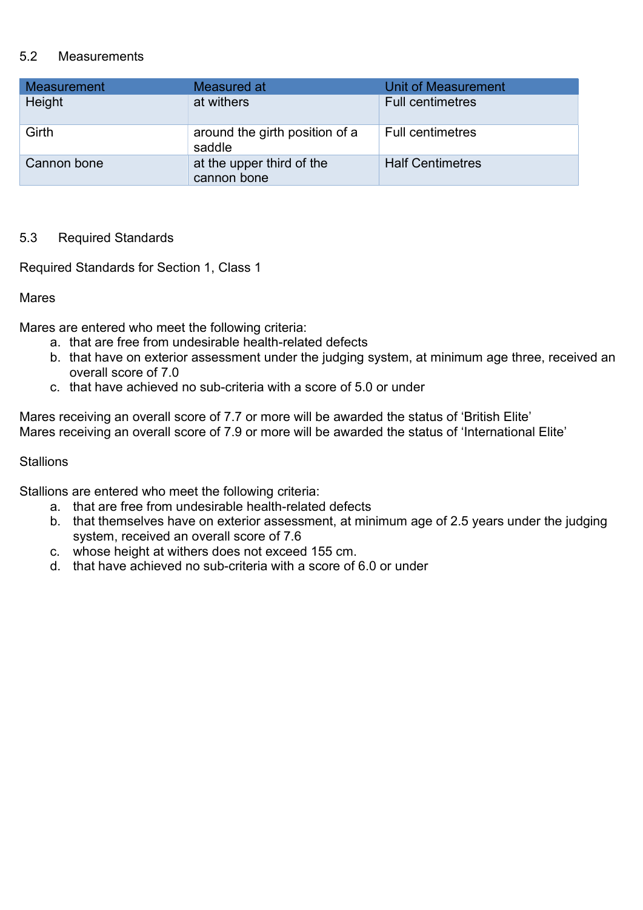## 5.2 Measurements

| Measurement | Measured at | Unit of Measurement |
| --- | --- | --- |
| Height | at withers | Full centimetres |
| Girth | around the girth position of a saddle | Full centimetres |
| Cannon bone | at the upper third of the cannon bone | Half Centimetres |

## 5.3 Required Standards

Required Standards for Section 1, Class 1

Mares

Mares are entered who meet the following criteria:

a. that are free from undesirable health-related defects
b. that have on exterior assessment under the judging system, at minimum age three, received an overall score of 7.0
c. that have achieved no sub-criteria with a score of 5.0 or under

Mares receiving an overall score of 7.7 or more will be awarded the status of 'British Elite'
Mares receiving an overall score of 7.9 or more will be awarded the status of 'International Elite'

Stallions

Stallions are entered who meet the following criteria:

a. that are free from undesirable health-related defects
b. that themselves have on exterior assessment, at minimum age of 2.5 years under the judging system, received an overall score of 7.6
c. whose height at withers does not exceed 155 cm.
d. that have achieved no sub-criteria with a score of 6.0 or under